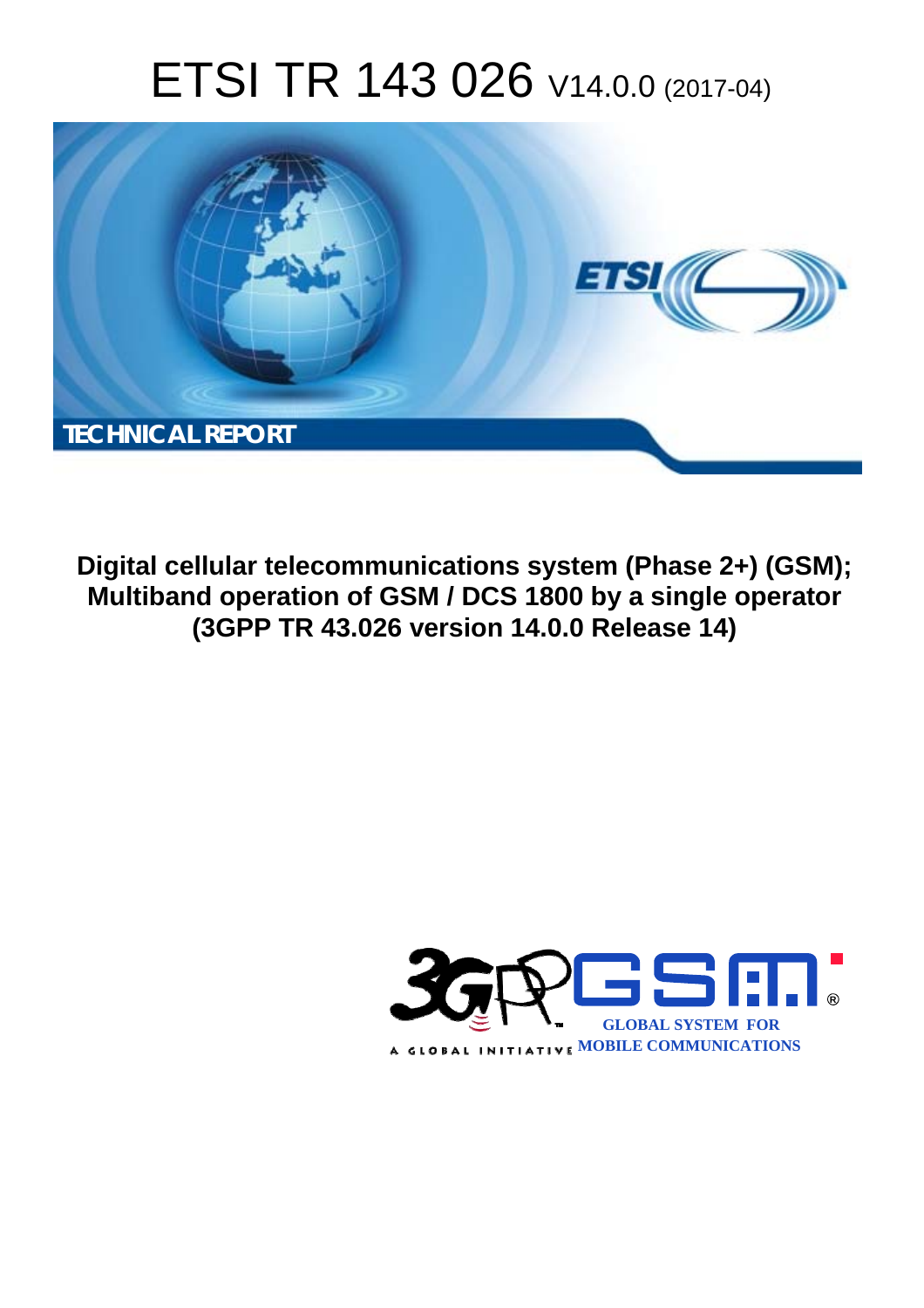# ETSI TR 143 026 V14.0.0 (2017-04)

**TECHNICAL REPORT**

**Digital cellular telecommunications system (Phase 2+) (GSM); Multiband operation of GSM / DCS 1800 by a single operator (3GPP TR 43.026 version 14.0.0 Release 14)**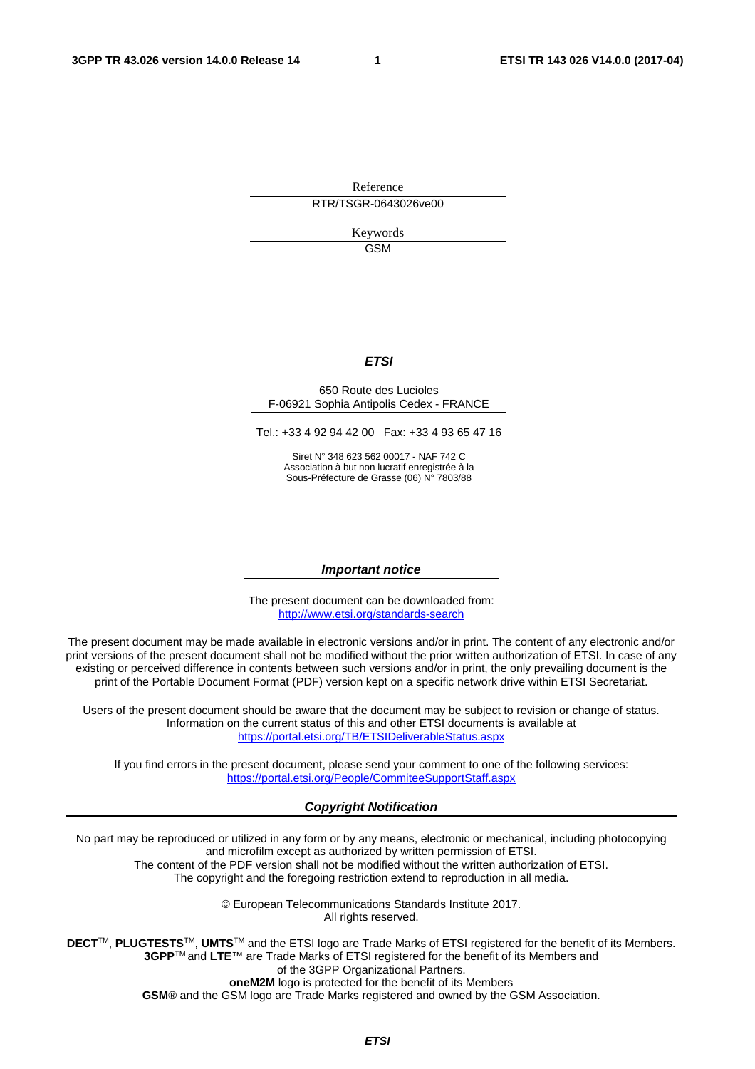Reference

RTR/TSGR-0643026ve00

Keywords

GSM

***ETSI***

650 Route des Lucioles
F-06921 Sophia Antipolis Cedex - FRANCE

Tel.: +33 4 92 94 42 00 Fax: +33 4 93 65 47 16

Siret N° 348 623 562 00017 - NAF 742 C
Association à but non lucratif enregistrée à la
Sous-Préfecture de Grasse (06) N° 7803/88

***Important notice***

The present document can be downloaded from:
http://www.etsi.org/standards-search

The present document may be made available in electronic versions and/or in print. The content of any electronic and/or print versions of the present document shall not be modified without the prior written authorization of ETSI. In case of any existing or perceived difference in contents between such versions and/or in print, the only prevailing document is the print of the Portable Document Format (PDF) version kept on a specific network drive within ETSI Secretariat.

Users of the present document should be aware that the document may be subject to revision or change of status. Information on the current status of this and other ETSI documents is available at
https://portal.etsi.org/TB/ETSIDeliverableStatus.aspx

If you find errors in the present document, please send your comment to one of the following services:
https://portal.etsi.org/People/CommiteeSupportStaff.aspx

***Copyright Notification***

No part may be reproduced or utilized in any form or by any means, electronic or mechanical, including photocopying and microfilm except as authorized by written permission of ETSI.
The content of the PDF version shall not be modified without the written authorization of ETSI.
The copyright and the foregoing restriction extend to reproduction in all media.

© European Telecommunications Standards Institute 2017.
All rights reserved.

**DECT**™, **PLUGTESTS**™, **UMTS**™ and the ETSI logo are Trade Marks of ETSI registered for the benefit of its Members.
**3GPP**™ and **LTE**™ are Trade Marks of ETSI registered for the benefit of its Members and of the 3GPP Organizational Partners.
**oneM2M** logo is protected for the benefit of its Members
**GSM**® and the GSM logo are Trade Marks registered and owned by the GSM Association.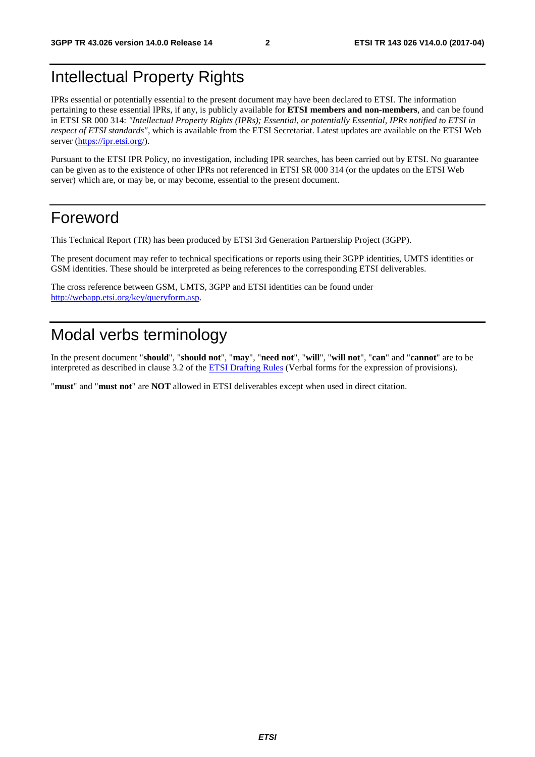# Intellectual Property Rights

IPRs essential or potentially essential to the present document may have been declared to ETSI. The information pertaining to these essential IPRs, if any, is publicly available for **ETSI members and non-members**, and can be found in ETSI SR 000 314: *"Intellectual Property Rights (IPRs); Essential, or potentially Essential, IPRs notified to ETSI in respect of ETSI standards"*, which is available from the ETSI Secretariat. Latest updates are available on the ETSI Web server (https://ipr.etsi.org/).

Pursuant to the ETSI IPR Policy, no investigation, including IPR searches, has been carried out by ETSI. No guarantee can be given as to the existence of other IPRs not referenced in ETSI SR 000 314 (or the updates on the ETSI Web server) which are, or may be, or may become, essential to the present document.

# Foreword

This Technical Report (TR) has been produced by ETSI 3rd Generation Partnership Project (3GPP).

The present document may refer to technical specifications or reports using their 3GPP identities, UMTS identities or GSM identities. These should be interpreted as being references to the corresponding ETSI deliverables.

The cross reference between GSM, UMTS, 3GPP and ETSI identities can be found under http://webapp.etsi.org/key/queryform.asp.

# Modal verbs terminology

In the present document "**should**", "**should not**", "**may**", "**need not**", "**will**", "**will not**", "**can**" and "**cannot**" are to be interpreted as described in clause 3.2 of the ETSI Drafting Rules (Verbal forms for the expression of provisions).

"**must**" and "**must not**" are **NOT** allowed in ETSI deliverables except when used in direct citation.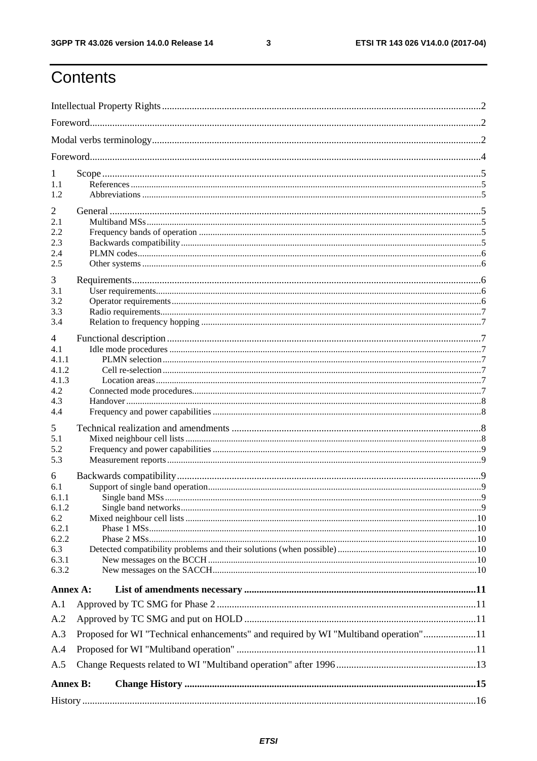# Contents

Intellectual Property Rights ..... 2
Foreword ..... 2
Modal verbs terminology ..... 2
Foreword ..... 4

1 Scope ..... 5
1.1 References ..... 5
1.2 Abbreviations ..... 5

2 General ..... 5
2.1 Multiband MSs ..... 5
2.2 Frequency bands of operation ..... 5
2.3 Backwards compatibility ..... 5
2.4 PLMN codes ..... 6
2.5 Other systems ..... 6

3 Requirements ..... 6
3.1 User requirements ..... 6
3.2 Operator requirements ..... 6
3.3 Radio requirements ..... 7
3.4 Relation to frequency hopping ..... 7

4 Functional description ..... 7
4.1 Idle mode procedures ..... 7
4.1.1 PLMN selection ..... 7
4.1.2 Cell re-selection ..... 7
4.1.3 Location areas ..... 7
4.2 Connected mode procedures ..... 7
4.3 Handover ..... 8
4.4 Frequency and power capabilities ..... 8

5 Technical realization and amendments ..... 8
5.1 Mixed neighbour cell lists ..... 8
5.2 Frequency and power capabilities ..... 9
5.3 Measurement reports ..... 9

6 Backwards compatibility ..... 9
6.1 Support of single band operation ..... 9
6.1.1 Single band MSs ..... 9
6.1.2 Single band networks ..... 9
6.2 Mixed neighbour cell lists ..... 10
6.2.1 Phase 1 MSs ..... 10
6.2.2 Phase 2 MSs ..... 10
6.3 Detected compatibility problems and their solutions (when possible) ..... 10
6.3.1 New messages on the BCCH ..... 10
6.3.2 New messages on the SACCH ..... 10

**Annex A: List of amendments necessary ..... 11**

A.1 Approved by TC SMG for Phase 2 ..... 11
A.2 Approved by TC SMG and put on HOLD ..... 11
A.3 Proposed for WI "Technical enhancements" and required by WI "Multiband operation" ..... 11
A.4 Proposed for WI "Multiband operation" ..... 11
A.5 Change Requests related to WI "Multiband operation" after 1996 ..... 13

**Annex B: Change History ..... 15**

History ..... 16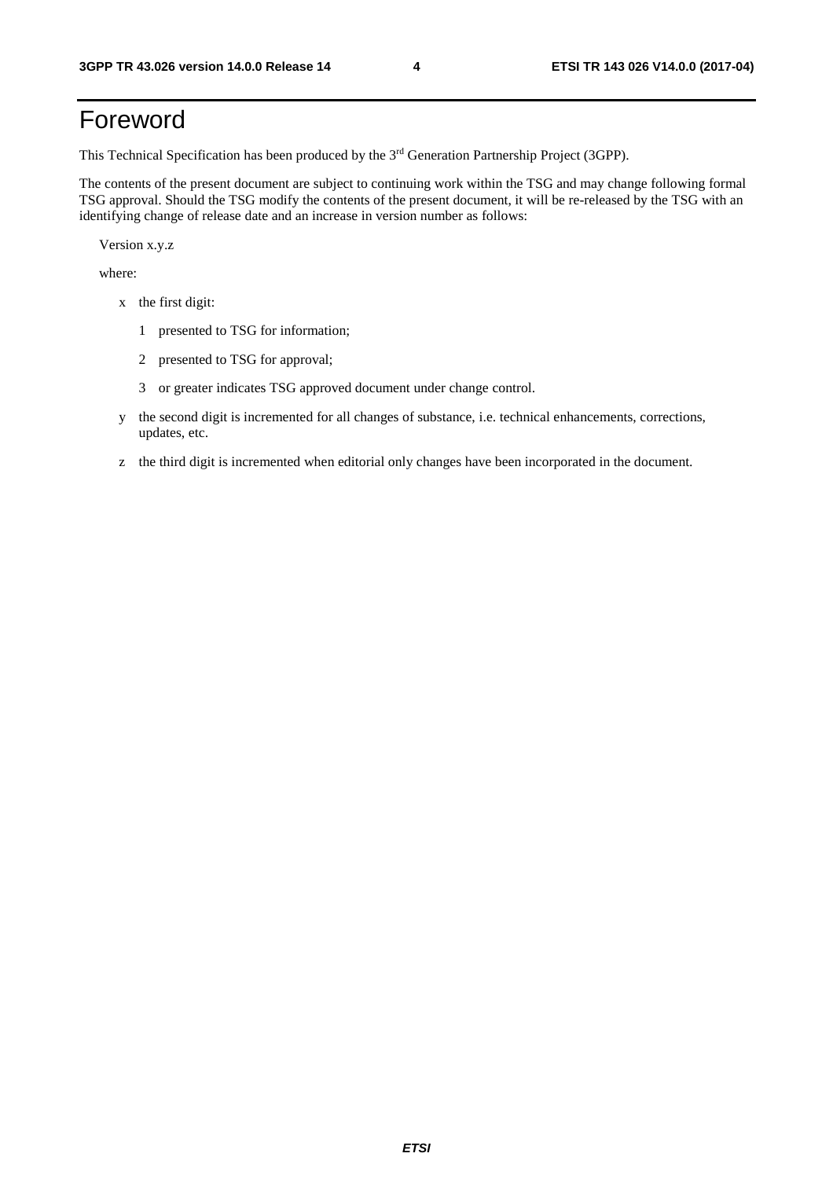# Foreword

This Technical Specification has been produced by the 3rd Generation Partnership Project (3GPP).

The contents of the present document are subject to continuing work within the TSG and may change following formal TSG approval. Should the TSG modify the contents of the present document, it will be re-released by the TSG with an identifying change of release date and an increase in version number as follows:

Version x.y.z

where:

- x the first digit:
  - 1 presented to TSG for information;
  - 2 presented to TSG for approval;
  - 3 or greater indicates TSG approved document under change control.
- y the second digit is incremented for all changes of substance, i.e. technical enhancements, corrections, updates, etc.
- z the third digit is incremented when editorial only changes have been incorporated in the document.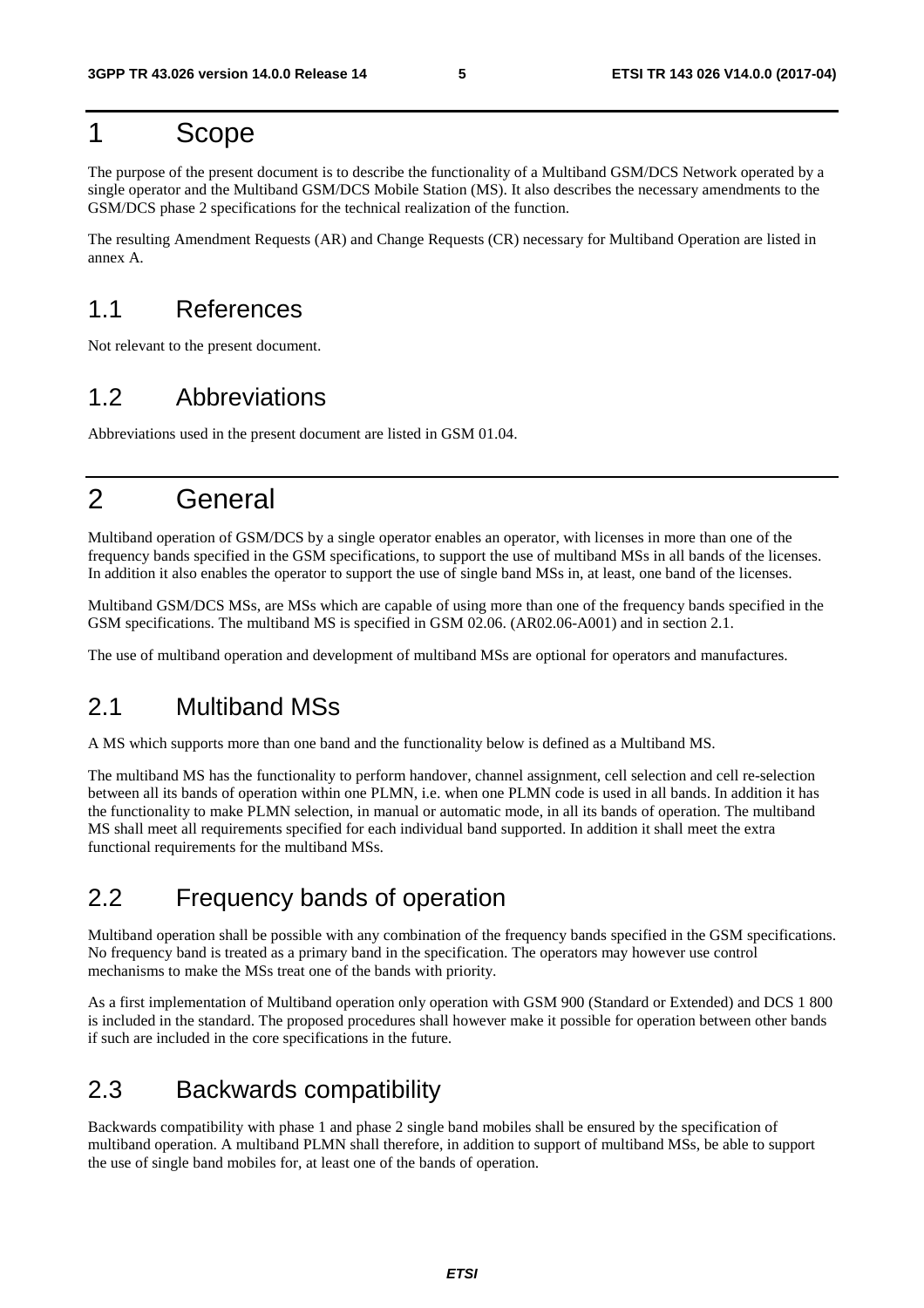# 1 Scope

The purpose of the present document is to describe the functionality of a Multiband GSM/DCS Network operated by a single operator and the Multiband GSM/DCS Mobile Station (MS). It also describes the necessary amendments to the GSM/DCS phase 2 specifications for the technical realization of the function.

The resulting Amendment Requests (AR) and Change Requests (CR) necessary for Multiband Operation are listed in annex A.

## 1.1 References

Not relevant to the present document.

## 1.2 Abbreviations

Abbreviations used in the present document are listed in GSM 01.04.

# 2 General

Multiband operation of GSM/DCS by a single operator enables an operator, with licenses in more than one of the frequency bands specified in the GSM specifications, to support the use of multiband MSs in all bands of the licenses. In addition it also enables the operator to support the use of single band MSs in, at least, one band of the licenses.

Multiband GSM/DCS MSs, are MSs which are capable of using more than one of the frequency bands specified in the GSM specifications. The multiband MS is specified in GSM 02.06. (AR02.06-A001) and in section 2.1.

The use of multiband operation and development of multiband MSs are optional for operators and manufactures.

## 2.1 Multiband MSs

A MS which supports more than one band and the functionality below is defined as a Multiband MS.

The multiband MS has the functionality to perform handover, channel assignment, cell selection and cell re-selection between all its bands of operation within one PLMN, i.e. when one PLMN code is used in all bands. In addition it has the functionality to make PLMN selection, in manual or automatic mode, in all its bands of operation. The multiband MS shall meet all requirements specified for each individual band supported. In addition it shall meet the extra functional requirements for the multiband MSs.

## 2.2 Frequency bands of operation

Multiband operation shall be possible with any combination of the frequency bands specified in the GSM specifications. No frequency band is treated as a primary band in the specification. The operators may however use control mechanisms to make the MSs treat one of the bands with priority.

As a first implementation of Multiband operation only operation with GSM 900 (Standard or Extended) and DCS 1 800 is included in the standard. The proposed procedures shall however make it possible for operation between other bands if such are included in the core specifications in the future.

## 2.3 Backwards compatibility

Backwards compatibility with phase 1 and phase 2 single band mobiles shall be ensured by the specification of multiband operation. A multiband PLMN shall therefore, in addition to support of multiband MSs, be able to support the use of single band mobiles for, at least one of the bands of operation.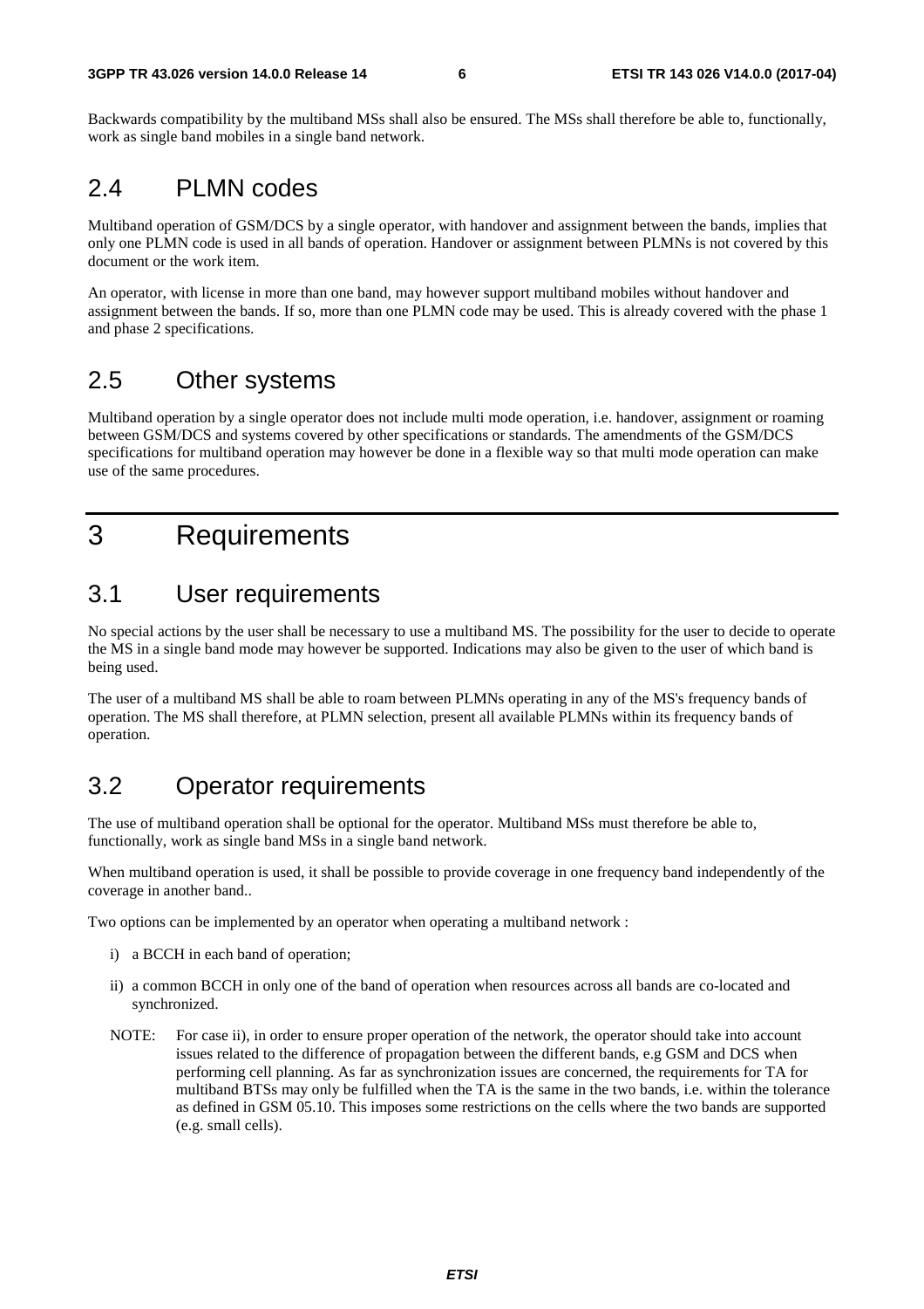Backwards compatibility by the multiband MSs shall also be ensured. The MSs shall therefore be able to, functionally, work as single band mobiles in a single band network.

## 2.4 PLMN codes

Multiband operation of GSM/DCS by a single operator, with handover and assignment between the bands, implies that only one PLMN code is used in all bands of operation. Handover or assignment between PLMNs is not covered by this document or the work item.

An operator, with license in more than one band, may however support multiband mobiles without handover and assignment between the bands. If so, more than one PLMN code may be used. This is already covered with the phase 1 and phase 2 specifications.

## 2.5 Other systems

Multiband operation by a single operator does not include multi mode operation, i.e. handover, assignment or roaming between GSM/DCS and systems covered by other specifications or standards. The amendments of the GSM/DCS specifications for multiband operation may however be done in a flexible way so that multi mode operation can make use of the same procedures.

# 3 Requirements

## 3.1 User requirements

No special actions by the user shall be necessary to use a multiband MS. The possibility for the user to decide to operate the MS in a single band mode may however be supported. Indications may also be given to the user of which band is being used.

The user of a multiband MS shall be able to roam between PLMNs operating in any of the MS's frequency bands of operation. The MS shall therefore, at PLMN selection, present all available PLMNs within its frequency bands of operation.

## 3.2 Operator requirements

The use of multiband operation shall be optional for the operator. Multiband MSs must therefore be able to, functionally, work as single band MSs in a single band network.

When multiband operation is used, it shall be possible to provide coverage in one frequency band independently of the coverage in another band..

Two options can be implemented by an operator when operating a multiband network :

i) a BCCH in each band of operation;

ii) a common BCCH in only one of the band of operation when resources across all bands are co-located and synchronized.

NOTE: For case ii), in order to ensure proper operation of the network, the operator should take into account issues related to the difference of propagation between the different bands, e.g GSM and DCS when performing cell planning. As far as synchronization issues are concerned, the requirements for TA for multiband BTSs may only be fulfilled when the TA is the same in the two bands, i.e. within the tolerance as defined in GSM 05.10. This imposes some restrictions on the cells where the two bands are supported (e.g. small cells).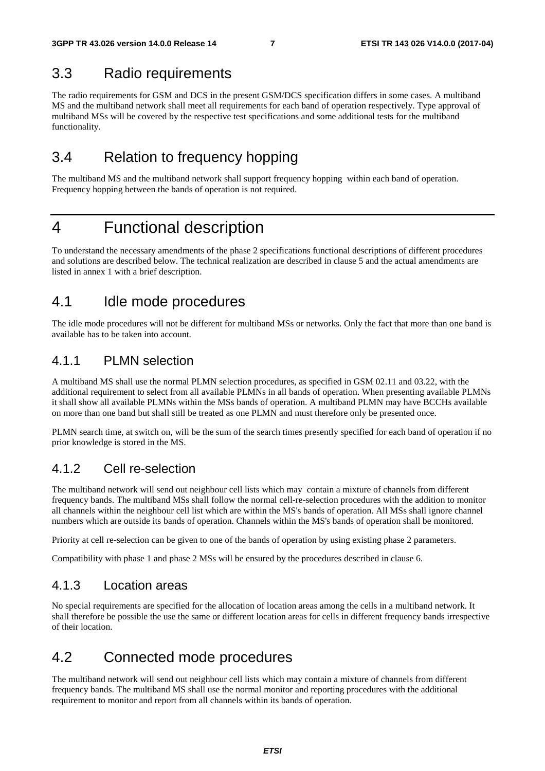## 3.3 Radio requirements

The radio requirements for GSM and DCS in the present GSM/DCS specification differs in some cases. A multiband MS and the multiband network shall meet all requirements for each band of operation respectively. Type approval of multiband MSs will be covered by the respective test specifications and some additional tests for the multiband functionality.

## 3.4 Relation to frequency hopping

The multiband MS and the multiband network shall support frequency hopping within each band of operation. Frequency hopping between the bands of operation is not required.

# 4 Functional description

To understand the necessary amendments of the phase 2 specifications functional descriptions of different procedures and solutions are described below. The technical realization are described in clause 5 and the actual amendments are listed in annex 1 with a brief description.

## 4.1 Idle mode procedures

The idle mode procedures will not be different for multiband MSs or networks. Only the fact that more than one band is available has to be taken into account.

### 4.1.1 PLMN selection

A multiband MS shall use the normal PLMN selection procedures, as specified in GSM 02.11 and 03.22, with the additional requirement to select from all available PLMNs in all bands of operation. When presenting available PLMNs it shall show all available PLMNs within the MSs bands of operation. A multiband PLMN may have BCCHs available on more than one band but shall still be treated as one PLMN and must therefore only be presented once.

PLMN search time, at switch on, will be the sum of the search times presently specified for each band of operation if no prior knowledge is stored in the MS.

### 4.1.2 Cell re-selection

The multiband network will send out neighbour cell lists which may contain a mixture of channels from different frequency bands. The multiband MSs shall follow the normal cell-re-selection procedures with the addition to monitor all channels within the neighbour cell list which are within the MS's bands of operation. All MSs shall ignore channel numbers which are outside its bands of operation. Channels within the MS's bands of operation shall be monitored.

Priority at cell re-selection can be given to one of the bands of operation by using existing phase 2 parameters.

Compatibility with phase 1 and phase 2 MSs will be ensured by the procedures described in clause 6.

### 4.1.3 Location areas

No special requirements are specified for the allocation of location areas among the cells in a multiband network. It shall therefore be possible the use the same or different location areas for cells in different frequency bands irrespective of their location.

## 4.2 Connected mode procedures

The multiband network will send out neighbour cell lists which may contain a mixture of channels from different frequency bands. The multiband MS shall use the normal monitor and reporting procedures with the additional requirement to monitor and report from all channels within its bands of operation.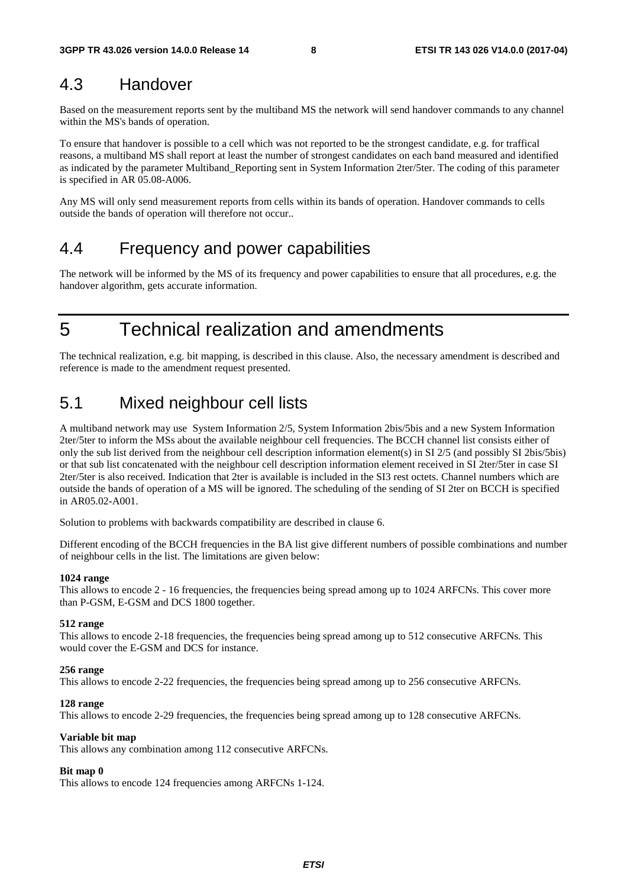## 4.3 Handover

Based on the measurement reports sent by the multiband MS the network will send handover commands to any channel within the MS's bands of operation.

To ensure that handover is possible to a cell which was not reported to be the strongest candidate, e.g. for traffical reasons, a multiband MS shall report at least the number of strongest candidates on each band measured and identified as indicated by the parameter Multiband_Reporting sent in System Information 2ter/5ter. The coding of this parameter is specified in AR 05.08-A006.

Any MS will only send measurement reports from cells within its bands of operation. Handover commands to cells outside the bands of operation will therefore not occur..

## 4.4 Frequency and power capabilities

The network will be informed by the MS of its frequency and power capabilities to ensure that all procedures, e.g. the handover algorithm, gets accurate information.

# 5 Technical realization and amendments

The technical realization, e.g. bit mapping, is described in this clause. Also, the necessary amendment is described and reference is made to the amendment request presented.

## 5.1 Mixed neighbour cell lists

A multiband network may use System Information 2/5, System Information 2bis/5bis and a new System Information 2ter/5ter to inform the MSs about the available neighbour cell frequencies. The BCCH channel list consists either of only the sub list derived from the neighbour cell description information element(s) in SI 2/5 (and possibly SI 2bis/5bis) or that sub list concatenated with the neighbour cell description information element received in SI 2ter/5ter in case SI 2ter/5ter is also received. Indication that 2ter is available is included in the SI3 rest octets. Channel numbers which are outside the bands of operation of a MS will be ignored. The scheduling of the sending of SI 2ter on BCCH is specified in AR05.02-A001.

Solution to problems with backwards compatibility are described in clause 6.

Different encoding of the BCCH frequencies in the BA list give different numbers of possible combinations and number of neighbour cells in the list. The limitations are given below:

**1024 range**
This allows to encode 2 - 16 frequencies, the frequencies being spread among up to 1024 ARFCNs. This cover more than P-GSM, E-GSM and DCS 1800 together.

**512 range**
This allows to encode 2-18 frequencies, the frequencies being spread among up to 512 consecutive ARFCNs. This would cover the E-GSM and DCS for instance.

**256 range**
This allows to encode 2-22 frequencies, the frequencies being spread among up to 256 consecutive ARFCNs.

**128 range**
This allows to encode 2-29 frequencies, the frequencies being spread among up to 128 consecutive ARFCNs.

**Variable bit map**
This allows any combination among 112 consecutive ARFCNs.

**Bit map 0**
This allows to encode 124 frequencies among ARFCNs 1-124.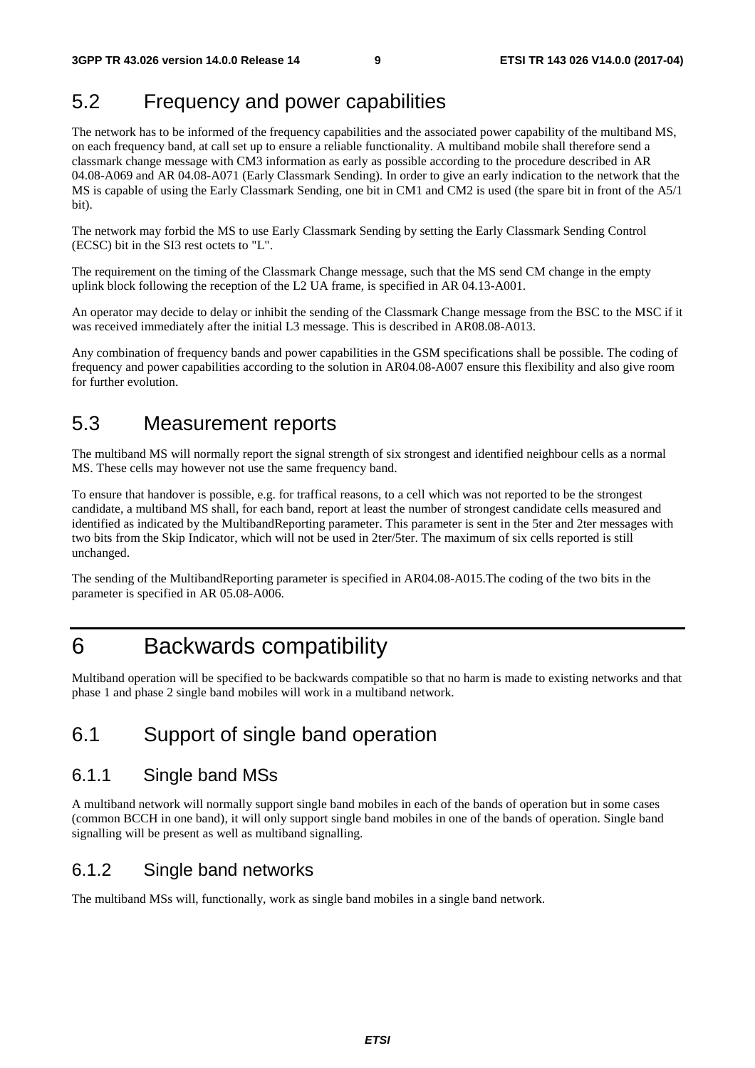## 5.2 Frequency and power capabilities

The network has to be informed of the frequency capabilities and the associated power capability of the multiband MS, on each frequency band, at call set up to ensure a reliable functionality. A multiband mobile shall therefore send a classmark change message with CM3 information as early as possible according to the procedure described in AR 04.08-A069 and AR 04.08-A071 (Early Classmark Sending). In order to give an early indication to the network that the MS is capable of using the Early Classmark Sending, one bit in CM1 and CM2 is used (the spare bit in front of the A5/1 bit).

The network may forbid the MS to use Early Classmark Sending by setting the Early Classmark Sending Control (ECSC) bit in the SI3 rest octets to "L".

The requirement on the timing of the Classmark Change message, such that the MS send CM change in the empty uplink block following the reception of the L2 UA frame, is specified in AR 04.13-A001.

An operator may decide to delay or inhibit the sending of the Classmark Change message from the BSC to the MSC if it was received immediately after the initial L3 message. This is described in AR08.08-A013.

Any combination of frequency bands and power capabilities in the GSM specifications shall be possible. The coding of frequency and power capabilities according to the solution in AR04.08-A007 ensure this flexibility and also give room for further evolution.

## 5.3 Measurement reports

The multiband MS will normally report the signal strength of six strongest and identified neighbour cells as a normal MS. These cells may however not use the same frequency band.

To ensure that handover is possible, e.g. for traffical reasons, to a cell which was not reported to be the strongest candidate, a multiband MS shall, for each band, report at least the number of strongest candidate cells measured and identified as indicated by the MultibandReporting parameter. This parameter is sent in the 5ter and 2ter messages with two bits from the Skip Indicator, which will not be used in 2ter/5ter. The maximum of six cells reported is still unchanged.

The sending of the MultibandReporting parameter is specified in AR04.08-A015.The coding of the two bits in the parameter is specified in AR 05.08-A006.

# 6 Backwards compatibility

Multiband operation will be specified to be backwards compatible so that no harm is made to existing networks and that phase 1 and phase 2 single band mobiles will work in a multiband network.

## 6.1 Support of single band operation

### 6.1.1 Single band MSs

A multiband network will normally support single band mobiles in each of the bands of operation but in some cases (common BCCH in one band), it will only support single band mobiles in one of the bands of operation. Single band signalling will be present as well as multiband signalling.

### 6.1.2 Single band networks

The multiband MSs will, functionally, work as single band mobiles in a single band network.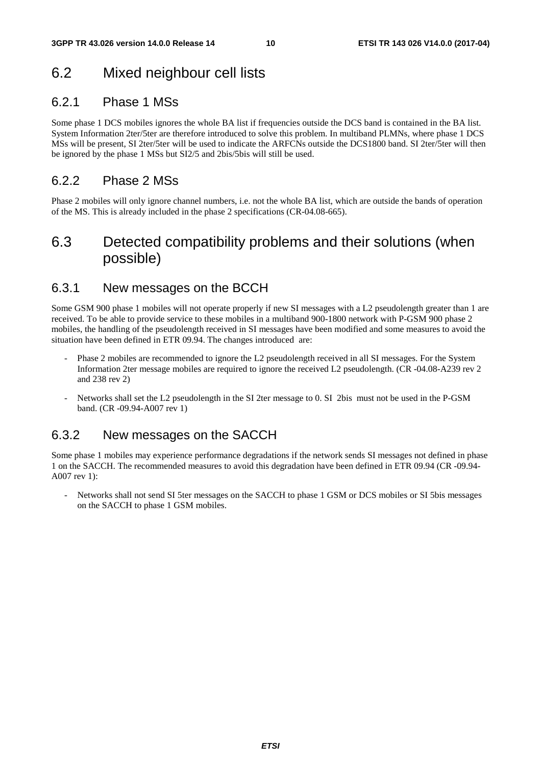## 6.2 Mixed neighbour cell lists

### 6.2.1 Phase 1 MSs

Some phase 1 DCS mobiles ignores the whole BA list if frequencies outside the DCS band is contained in the BA list. System Information 2ter/5ter are therefore introduced to solve this problem. In multiband PLMNs, where phase 1 DCS MSs will be present, SI 2ter/5ter will be used to indicate the ARFCNs outside the DCS1800 band. SI 2ter/5ter will then be ignored by the phase 1 MSs but SI2/5 and 2bis/5bis will still be used.

### 6.2.2 Phase 2 MSs

Phase 2 mobiles will only ignore channel numbers, i.e. not the whole BA list, which are outside the bands of operation of the MS. This is already included in the phase 2 specifications (CR-04.08-665).

## 6.3 Detected compatibility problems and their solutions (when possible)

### 6.3.1 New messages on the BCCH

Some GSM 900 phase 1 mobiles will not operate properly if new SI messages with a L2 pseudolength greater than 1 are received. To be able to provide service to these mobiles in a multiband 900-1800 network with P-GSM 900 phase 2 mobiles, the handling of the pseudolength received in SI messages have been modified and some measures to avoid the situation have been defined in ETR 09.94. The changes introduced are:

- Phase 2 mobiles are recommended to ignore the L2 pseudolength received in all SI messages. For the System Information 2ter message mobiles are required to ignore the received L2 pseudolength. (CR -04.08-A239 rev 2 and 238 rev 2)
- Networks shall set the L2 pseudolength in the SI 2ter message to 0. SI 2bis must not be used in the P-GSM band. (CR -09.94-A007 rev 1)

### 6.3.2 New messages on the SACCH

Some phase 1 mobiles may experience performance degradations if the network sends SI messages not defined in phase 1 on the SACCH. The recommended measures to avoid this degradation have been defined in ETR 09.94 (CR -09.94-A007 rev 1):

- Networks shall not send SI 5ter messages on the SACCH to phase 1 GSM or DCS mobiles or SI 5bis messages on the SACCH to phase 1 GSM mobiles.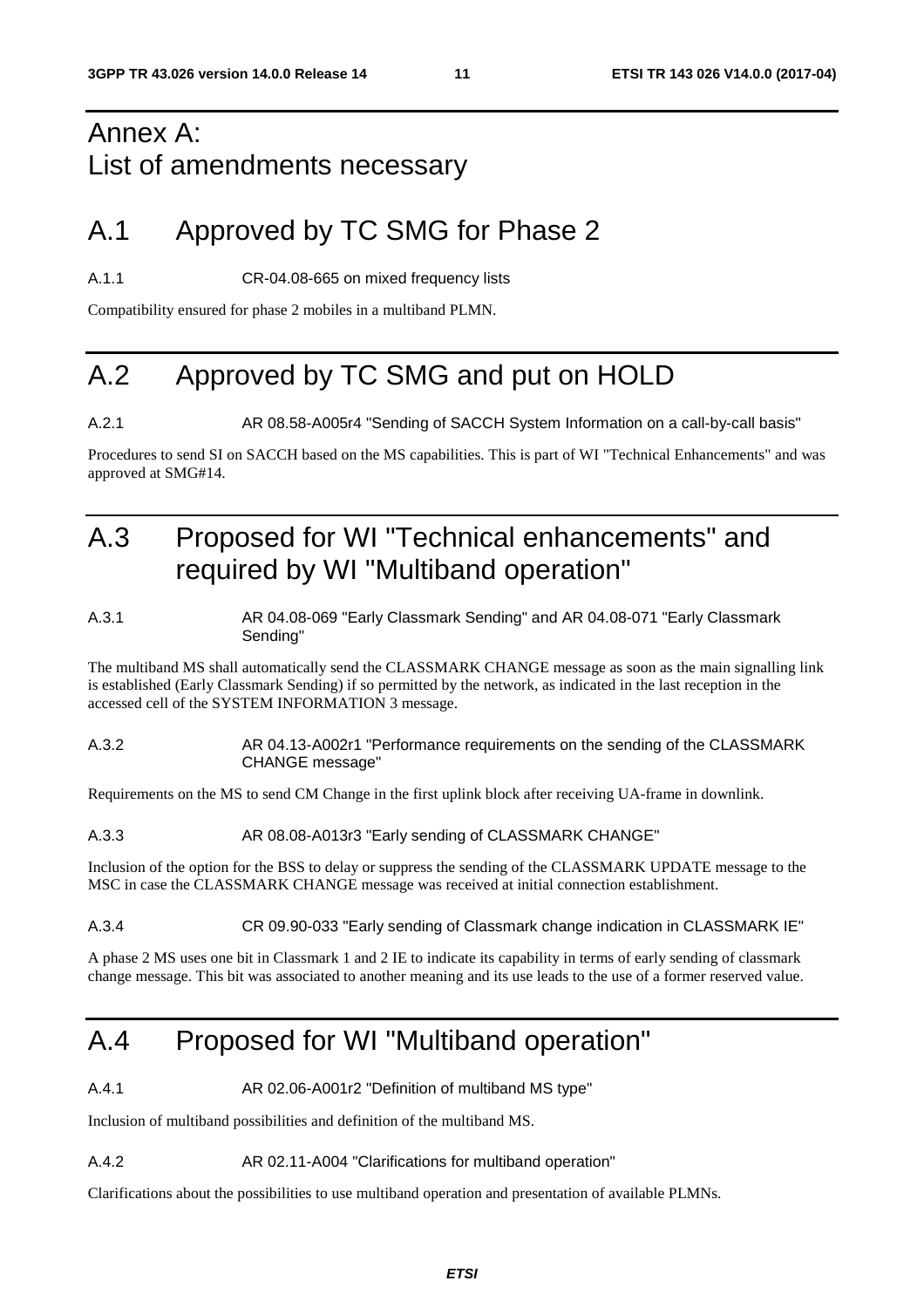# Annex A: List of amendments necessary

## A.1 Approved by TC SMG for Phase 2

A.1.1 CR-04.08-665 on mixed frequency lists

Compatibility ensured for phase 2 mobiles in a multiband PLMN.

## A.2 Approved by TC SMG and put on HOLD

A.2.1 AR 08.58-A005r4 "Sending of SACCH System Information on a call-by-call basis"

Procedures to send SI on SACCH based on the MS capabilities. This is part of WI "Technical Enhancements" and was approved at SMG#14.

## A.3 Proposed for WI "Technical enhancements" and required by WI "Multiband operation"

A.3.1 AR 04.08-069 "Early Classmark Sending" and AR 04.08-071 "Early Classmark Sending"

The multiband MS shall automatically send the CLASSMARK CHANGE message as soon as the main signalling link is established (Early Classmark Sending) if so permitted by the network, as indicated in the last reception in the accessed cell of the SYSTEM INFORMATION 3 message.

A.3.2 AR 04.13-A002r1 "Performance requirements on the sending of the CLASSMARK CHANGE message"

Requirements on the MS to send CM Change in the first uplink block after receiving UA-frame in downlink.

A.3.3 AR 08.08-A013r3 "Early sending of CLASSMARK CHANGE"

Inclusion of the option for the BSS to delay or suppress the sending of the CLASSMARK UPDATE message to the MSC in case the CLASSMARK CHANGE message was received at initial connection establishment.

A.3.4 CR 09.90-033 "Early sending of Classmark change indication in CLASSMARK IE"

A phase 2 MS uses one bit in Classmark 1 and 2 IE to indicate its capability in terms of early sending of classmark change message. This bit was associated to another meaning and its use leads to the use of a former reserved value.

## A.4 Proposed for WI "Multiband operation"

A.4.1 AR 02.06-A001r2 "Definition of multiband MS type"

Inclusion of multiband possibilities and definition of the multiband MS.

A.4.2 AR 02.11-A004 "Clarifications for multiband operation"

Clarifications about the possibilities to use multiband operation and presentation of available PLMNs.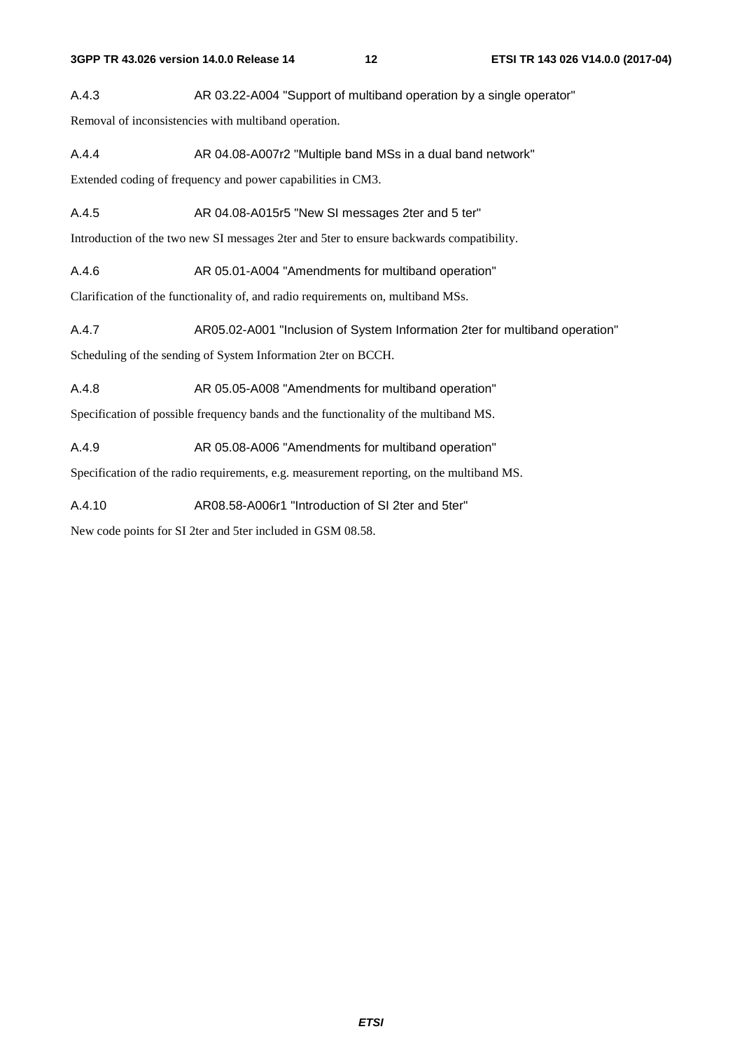#### A.4.3 AR 03.22-A004 "Support of multiband operation by a single operator"

Removal of inconsistencies with multiband operation.

#### A.4.4 AR 04.08-A007r2 "Multiple band MSs in a dual band network"

Extended coding of frequency and power capabilities in CM3.

#### A.4.5 AR 04.08-A015r5 "New SI messages 2ter and 5 ter"

Introduction of the two new SI messages 2ter and 5ter to ensure backwards compatibility.

#### A.4.6 AR 05.01-A004 "Amendments for multiband operation"

Clarification of the functionality of, and radio requirements on, multiband MSs.

#### A.4.7 AR05.02-A001 "Inclusion of System Information 2ter for multiband operation"

Scheduling of the sending of System Information 2ter on BCCH.

#### A.4.8 AR 05.05-A008 "Amendments for multiband operation"

Specification of possible frequency bands and the functionality of the multiband MS.

#### A.4.9 AR 05.08-A006 "Amendments for multiband operation"

Specification of the radio requirements, e.g. measurement reporting, on the multiband MS.

#### A.4.10 AR08.58-A006r1 "Introduction of SI 2ter and 5ter"

New code points for SI 2ter and 5ter included in GSM 08.58.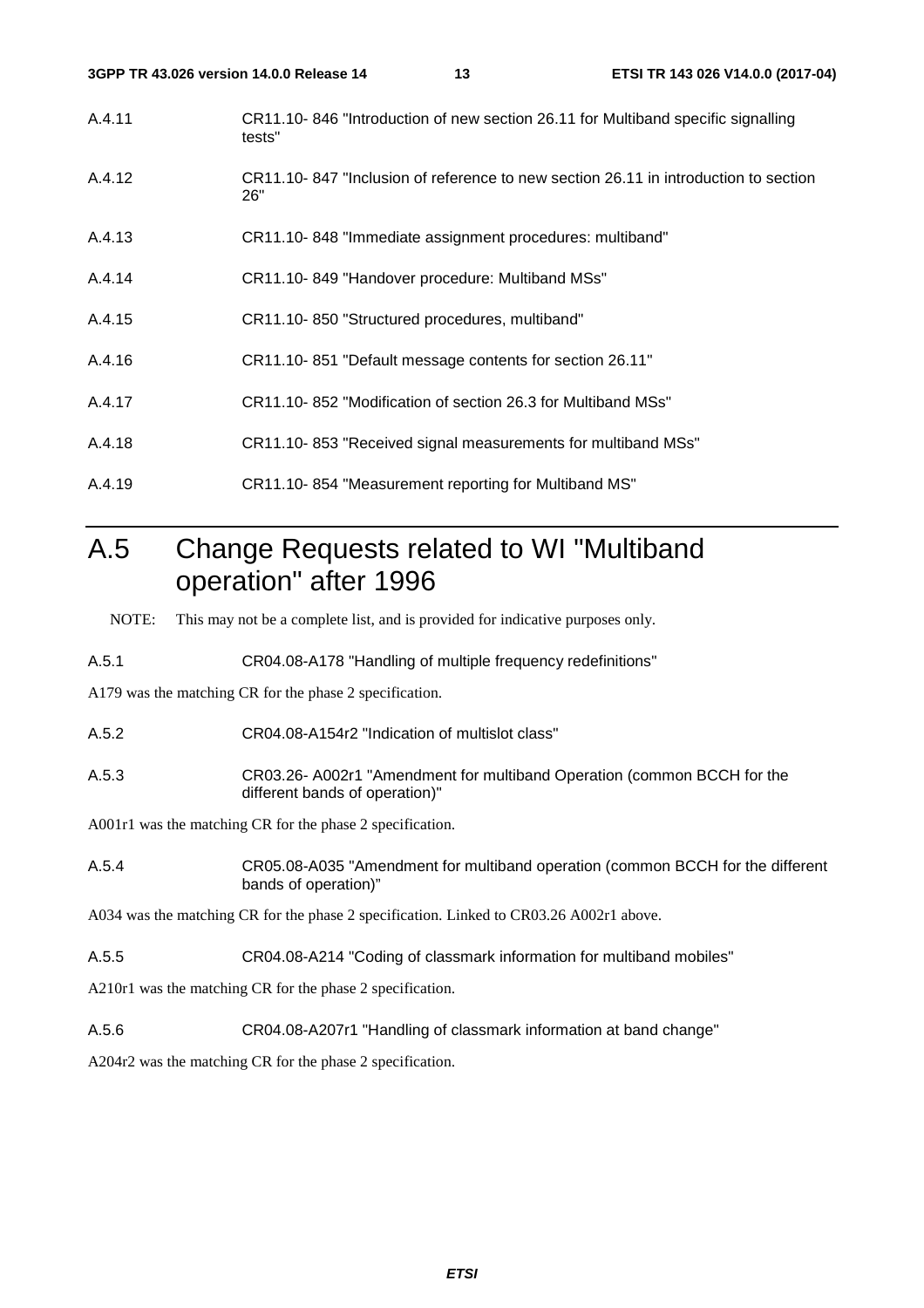A.4.11 CR11.10- 846 "Introduction of new section 26.11 for Multiband specific signalling tests"

A.4.12 CR11.10- 847 "Inclusion of reference to new section 26.11 in introduction to section 26"

A.4.13 CR11.10- 848 "Immediate assignment procedures: multiband"

A.4.14 CR11.10- 849 "Handover procedure: Multiband MSs"

A.4.15 CR11.10- 850 "Structured procedures, multiband"

A.4.16 CR11.10- 851 "Default message contents for section 26.11"

A.4.17 CR11.10- 852 "Modification of section 26.3 for Multiband MSs"

A.4.18 CR11.10- 853 "Received signal measurements for multiband MSs"

A.4.19 CR11.10- 854 "Measurement reporting for Multiband MS"

# A.5 Change Requests related to WI "Multiband operation" after 1996

NOTE: This may not be a complete list, and is provided for indicative purposes only.

A.5.1 CR04.08-A178 "Handling of multiple frequency redefinitions"

A179 was the matching CR for the phase 2 specification.

A.5.2 CR04.08-A154r2 "Indication of multislot class"

A.5.3 CR03.26- A002r1 "Amendment for multiband Operation (common BCCH for the different bands of operation)"

A001r1 was the matching CR for the phase 2 specification.

A.5.4 CR05.08-A035 "Amendment for multiband operation (common BCCH for the different bands of operation)"

A034 was the matching CR for the phase 2 specification. Linked to CR03.26 A002r1 above.

A.5.5 CR04.08-A214 "Coding of classmark information for multiband mobiles"

A210r1 was the matching CR for the phase 2 specification.

A.5.6 CR04.08-A207r1 "Handling of classmark information at band change"

A204r2 was the matching CR for the phase 2 specification.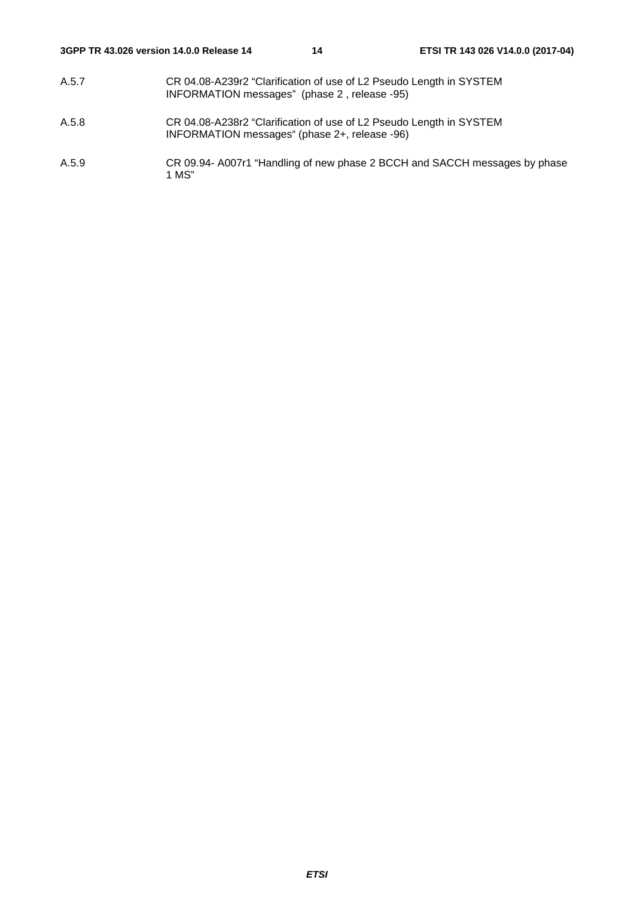A.5.7 CR 04.08-A239r2 “Clarification of use of L2 Pseudo Length in SYSTEM INFORMATION messages” (phase 2 , release -95)

A.5.8 CR 04.08-A238r2 “Clarification of use of L2 Pseudo Length in SYSTEM INFORMATION messages“ (phase 2+, release -96)

A.5.9 CR 09.94- A007r1 “Handling of new phase 2 BCCH and SACCH messages by phase 1 MS”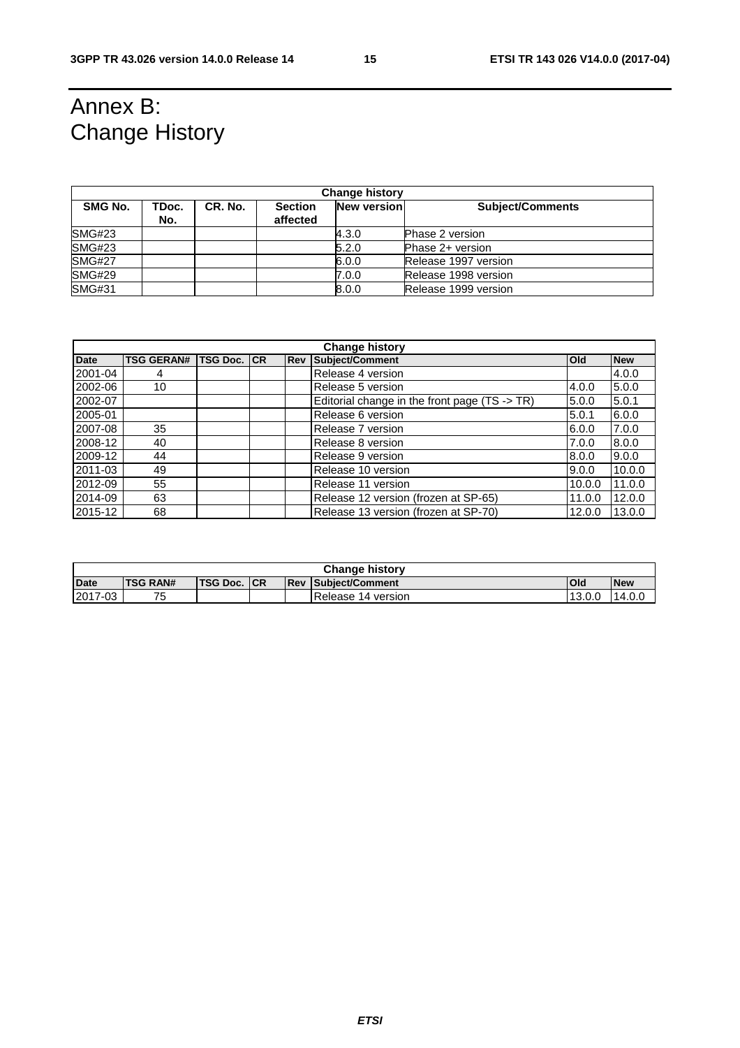# Annex B: Change History

| Change history | | | | | |
|---|---|---|---|---|---|
| **SMG No.** | **TDoc. No.** | **CR. No.** | **Section affected** | **New version** | **Subject/Comments** |
| SMG#23 | | | | 4.3.0 | Phase 2 version |
| SMG#23 | | | | 5.2.0 | Phase 2+ version |
| SMG#27 | | | | 6.0.0 | Release 1997 version |
| SMG#29 | | | | 7.0.0 | Release 1998 version |
| SMG#31 | | | | 8.0.0 | Release 1999 version |

| Change history | | | | | | | |
|---|---|---|---|---|---|---|---|
| **Date** | **TSG GERAN#** | **TSG Doc.** | **CR** | **Rev** | **Subject/Comment** | **Old** | **New** |
| 2001-04 | 4 | | | | Release 4 version | | 4.0.0 |
| 2002-06 | 10 | | | | Release 5 version | 4.0.0 | 5.0.0 |
| 2002-07 | | | | | Editorial change in the front page (TS -> TR) | 5.0.0 | 5.0.1 |
| 2005-01 | | | | | Release 6 version | 5.0.1 | 6.0.0 |
| 2007-08 | 35 | | | | Release 7 version | 6.0.0 | 7.0.0 |
| 2008-12 | 40 | | | | Release 8 version | 7.0.0 | 8.0.0 |
| 2009-12 | 44 | | | | Release 9 version | 8.0.0 | 9.0.0 |
| 2011-03 | 49 | | | | Release 10 version | 9.0.0 | 10.0.0 |
| 2012-09 | 55 | | | | Release 11 version | 10.0.0 | 11.0.0 |
| 2014-09 | 63 | | | | Release 12 version (frozen at SP-65) | 11.0.0 | 12.0.0 |
| 2015-12 | 68 | | | | Release 13 version (frozen at SP-70) | 12.0.0 | 13.0.0 |

| Change history | | | | | | | |
|---|---|---|---|---|---|---|---|
| **Date** | **TSG RAN#** | **TSG Doc.** | **CR** | **Rev** | **Subject/Comment** | **Old** | **New** |
| 2017-03 | 75 | | | | Release 14 version | 13.0.0 | 14.0.0 |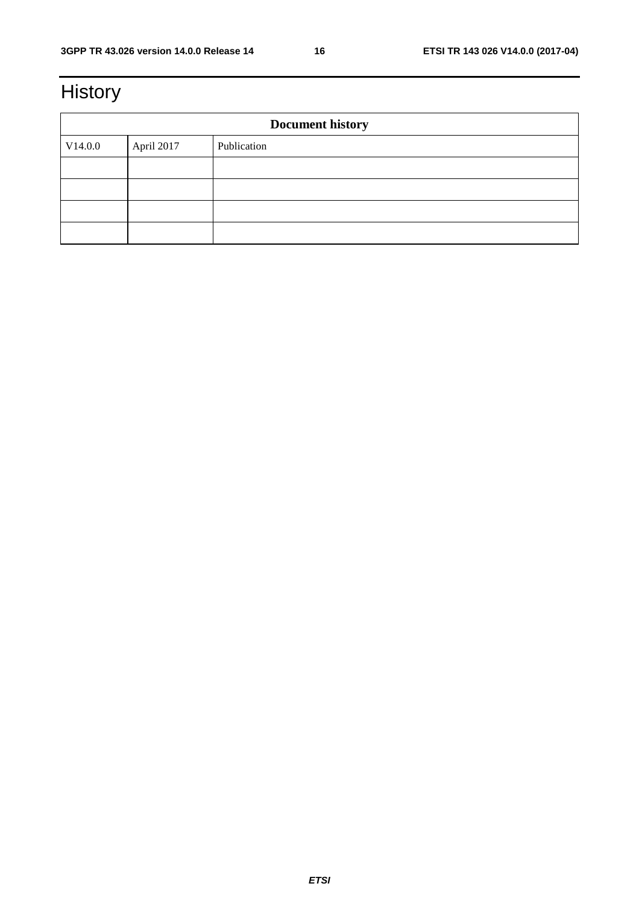# History

| Document history | | |
|---|---|---|
| V14.0.0 | April 2017 | Publication |
| | | |
| | | |
| | | |
| | | |